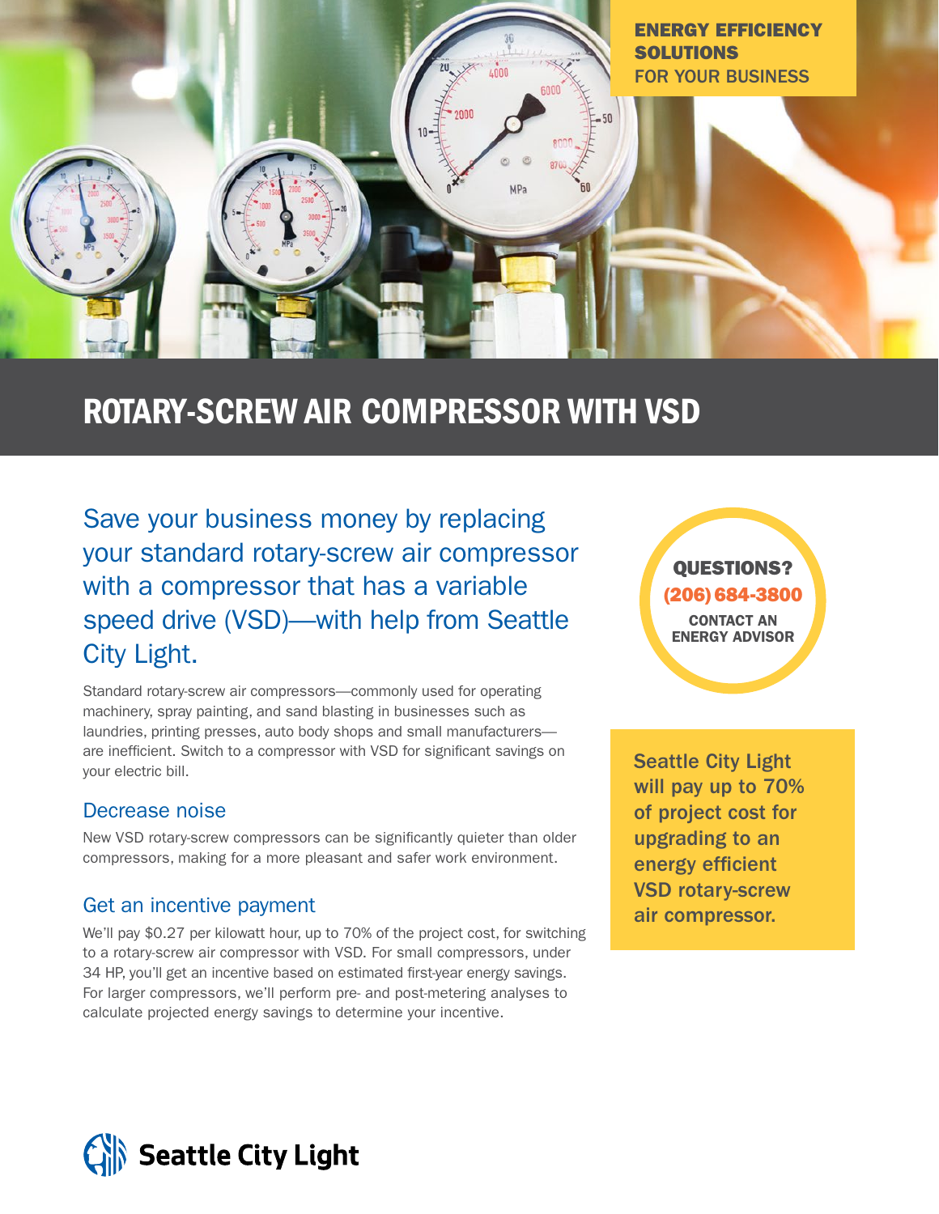ENERGY EFFICIENCY SOLUTIONS FOR YOUR BUSINESS

# ROTARY-SCREW AIR COMPRESSOR WITH VSD

## Save your business money by replacing your standard rotary-screw air compressor with a compressor that has a variable speed drive (VSD)—with help from Seattle City Light.

Standard rotary-screw air compressors—commonly used for operating machinery, spray painting, and sand blasting in businesses such as laundries, printing presses, auto body shops and small manufacturers—are inefficient. Switch to a compressor with VSD for significant savings on your electric bill.

### Decrease noise

New VSD rotary-screw compressors can be significantly quieter than older compressors, making for a more pleasant and safer work environment.

### Get an incentive payment

We'll pay $0.27 per kilowatt hour, up to 70% of the project cost, for switching to a rotary-screw air compressor with VSD. For small compressors, under 34 HP, you'll get an incentive based on estimated first-year energy savings. For larger compressors, we'll perform pre- and post-metering analyses to calculate projected energy savings to determine your incentive.

**QUESTIONS?**
**(206) 684-3800**
**CONTACT AN ENERGY ADVISOR**

**Seattle City Light will pay up to 70% of project cost for upgrading to an energy efficient VSD rotary-screw air compressor.**

Seattle City Light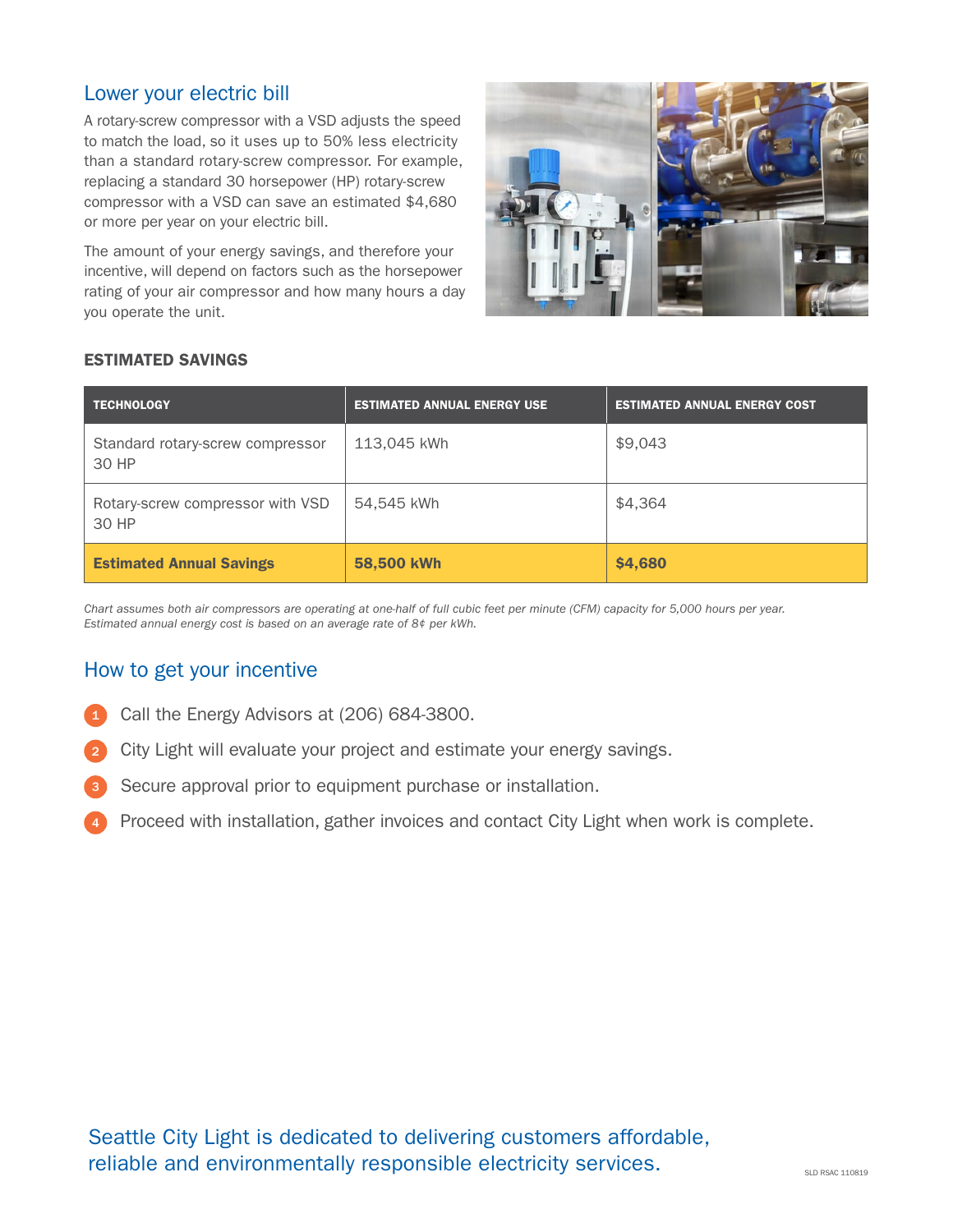## Lower your electric bill

A rotary-screw compressor with a VSD adjusts the speed to match the load, so it uses up to 50% less electricity than a standard rotary-screw compressor. For example, replacing a standard 30 horsepower (HP) rotary-screw compressor with a VSD can save an estimated $4,680 or more per year on your electric bill.

The amount of your energy savings, and therefore your incentive, will depend on factors such as the horsepower rating of your air compressor and how many hours a day you operate the unit.

### ESTIMATED SAVINGS

| TECHNOLOGY | ESTIMATED ANNUAL ENERGY USE | ESTIMATED ANNUAL ENERGY COST |
| --- | --- | --- |
| Standard rotary-screw compressor 30 HP | 113,045 kWh | $9,043 |
| Rotary-screw compressor with VSD 30 HP | 54,545 kWh | $4,364 |
| **Estimated Annual Savings** | **58,500 kWh** | **$4,680** |

*Chart assumes both air compressors are operating at one-half of full cubic feet per minute (CFM) capacity for 5,000 hours per year. Estimated annual energy cost is based on an average rate of 8¢ per kWh.*

## How to get your incentive

1. Call the Energy Advisors at (206) 684-3800.
2. City Light will evaluate your project and estimate your energy savings.
3. Secure approval prior to equipment purchase or installation.
4. Proceed with installation, gather invoices and contact City Light when work is complete.

Seattle City Light is dedicated to delivering customers affordable, reliable and environmentally responsible electricity services.

SLD RSAC 110819